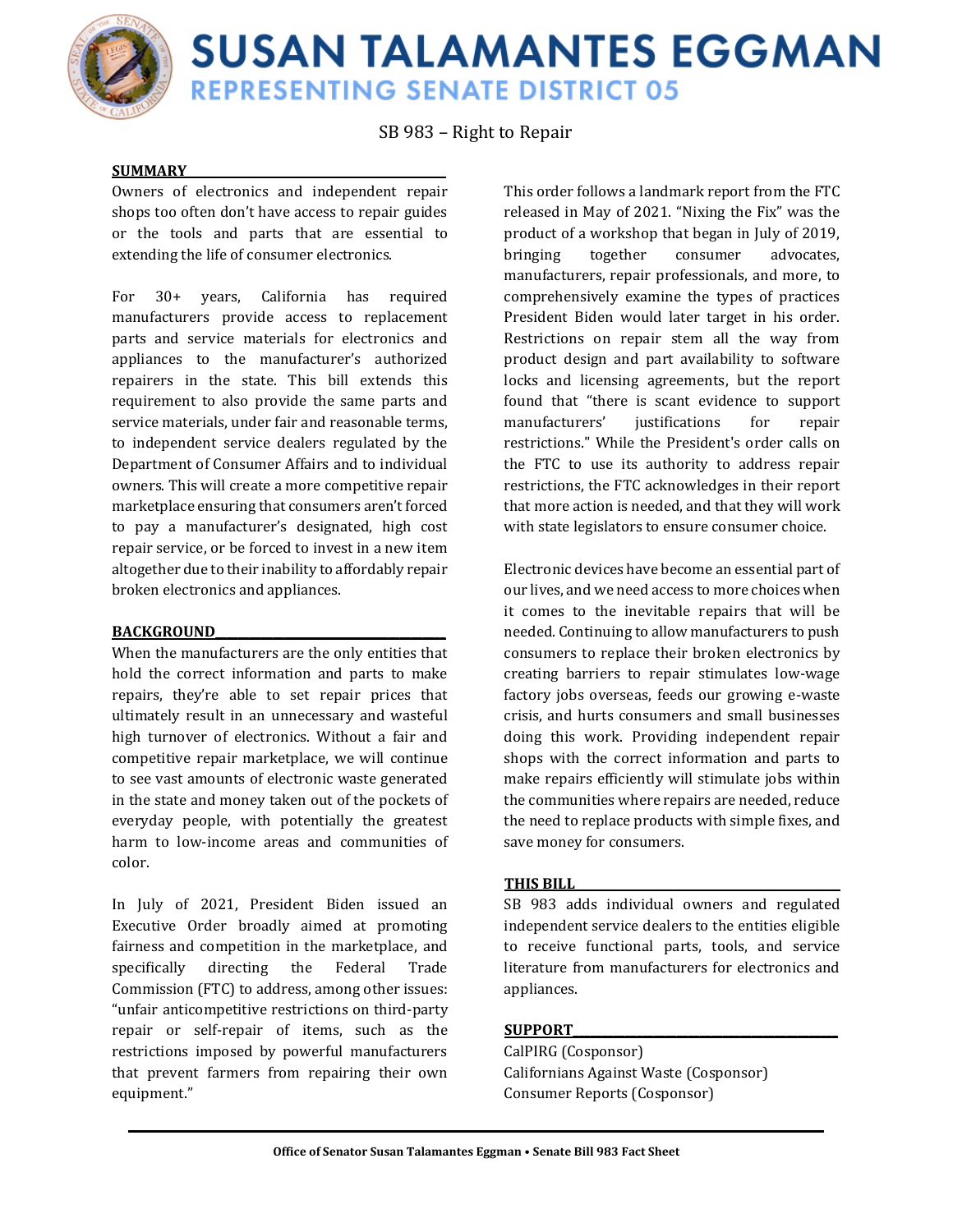# SUSAN TALAMANTES EGGMAN

## REPRESENTING SENATE DISTRICT 05

SB 983 – Right to Repair

### SUMMARY

Owners of electronics and independent repair shops too often don't have access to repair guides or the tools and parts that are essential to extending the life of consumer electronics.

For 30+ years, California has required manufacturers provide access to replacement parts and service materials for electronics and appliances to the manufacturer's authorized repairers in the state. This bill extends this requirement to also provide the same parts and service materials, under fair and reasonable terms, to independent service dealers regulated by the Department of Consumer Affairs and to individual owners. This will create a more competitive repair marketplace ensuring that consumers aren't forced to pay a manufacturer's designated, high cost repair service, or be forced to invest in a new item altogether due to their inability to affordably repair broken electronics and appliances.

### BACKGROUND

When the manufacturers are the only entities that hold the correct information and parts to make repairs, they're able to set repair prices that ultimately result in an unnecessary and wasteful high turnover of electronics. Without a fair and competitive repair marketplace, we will continue to see vast amounts of electronic waste generated in the state and money taken out of the pockets of everyday people, with potentially the greatest harm to low-income areas and communities of color.

In July of 2021, President Biden issued an Executive Order broadly aimed at promoting fairness and competition in the marketplace, and specifically directing the Federal Trade Commission (FTC) to address, among other issues: "unfair anticompetitive restrictions on third-party repair or self-repair of items, such as the restrictions imposed by powerful manufacturers that prevent farmers from repairing their own equipment."

This order follows a landmark report from the FTC released in May of 2021. "Nixing the Fix" was the product of a workshop that began in July of 2019, bringing together consumer advocates, manufacturers, repair professionals, and more, to comprehensively examine the types of practices President Biden would later target in his order. Restrictions on repair stem all the way from product design and part availability to software locks and licensing agreements, but the report found that "there is scant evidence to support manufacturers' justifications for repair restrictions." While the President's order calls on the FTC to use its authority to address repair restrictions, the FTC acknowledges in their report that more action is needed, and that they will work with state legislators to ensure consumer choice.

Electronic devices have become an essential part of our lives, and we need access to more choices when it comes to the inevitable repairs that will be needed. Continuing to allow manufacturers to push consumers to replace their broken electronics by creating barriers to repair stimulates low-wage factory jobs overseas, feeds our growing e-waste crisis, and hurts consumers and small businesses doing this work. Providing independent repair shops with the correct information and parts to make repairs efficiently will stimulate jobs within the communities where repairs are needed, reduce the need to replace products with simple fixes, and save money for consumers.

### THIS BILL

SB 983 adds individual owners and regulated independent service dealers to the entities eligible to receive functional parts, tools, and service literature from manufacturers for electronics and appliances.

### SUPPORT

CalPIRG (Cosponsor)
Californians Against Waste (Cosponsor)
Consumer Reports (Cosponsor)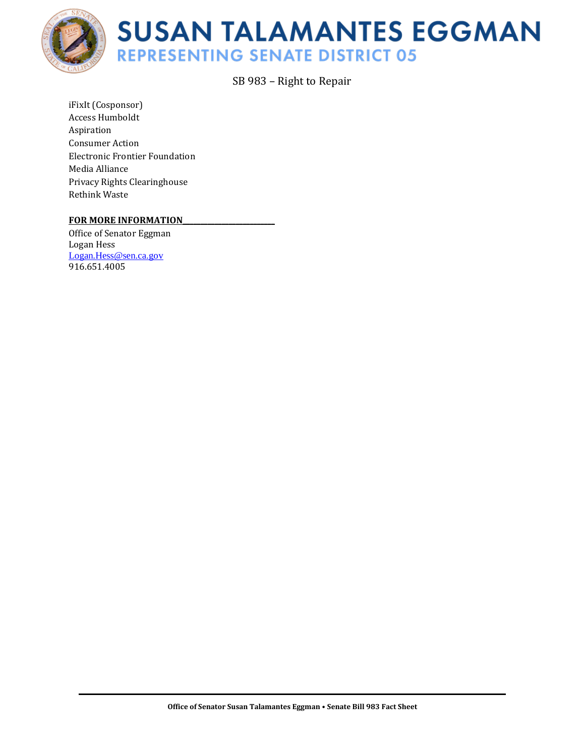SB 983 – Right to Repair

iFixIt (Cosponsor)
Access Humboldt
Aspiration
Consumer Action
Electronic Frontier Foundation
Media Alliance
Privacy Rights Clearinghouse
Rethink Waste

**FOR MORE INFORMATION**

Office of Senator Eggman
Logan Hess
Logan.Hess@sen.ca.gov
916.651.4005